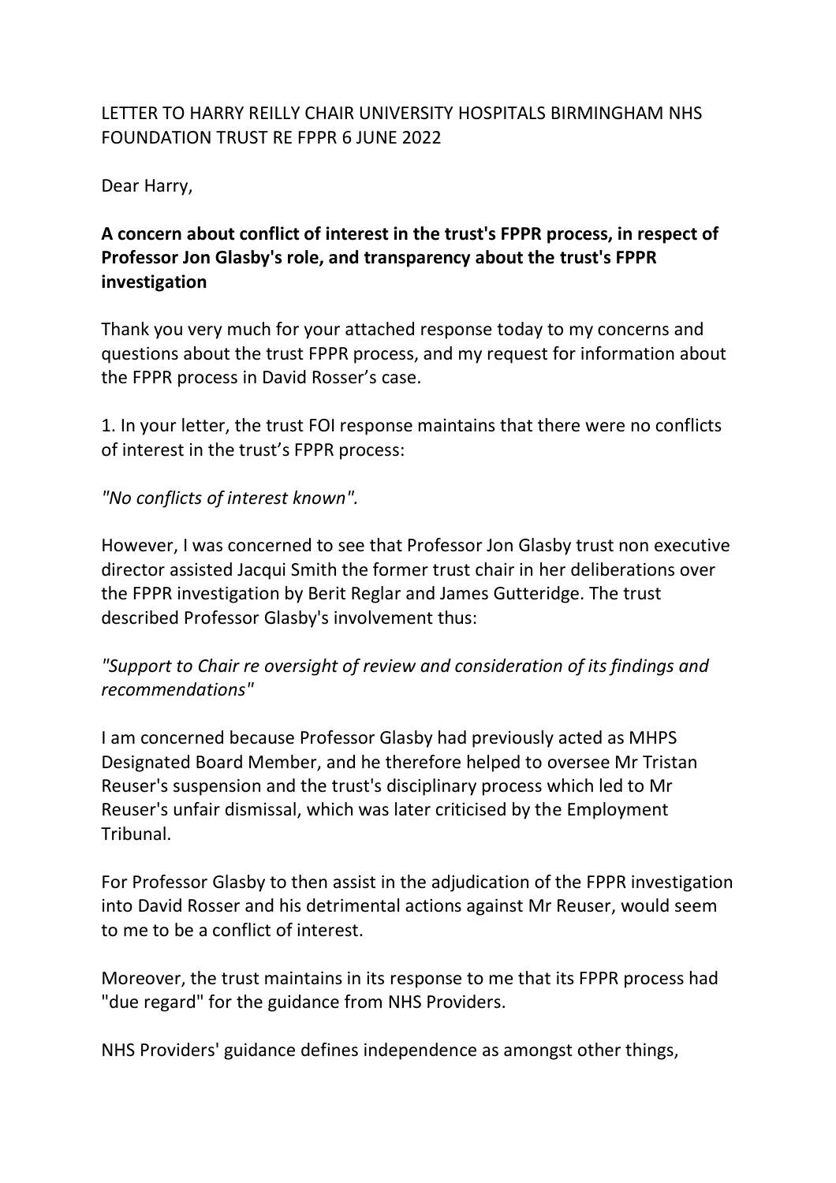LETTER TO HARRY REILLY CHAIR UNIVERSITY HOSPITALS BIRMINGHAM NHS FOUNDATION TRUST RE FPPR 6 JUNE 2022

Dear Harry,

**A concern about conflict of interest in the trust's FPPR process, in respect of Professor Jon Glasby's role, and transparency about the trust's FPPR investigation**

Thank you very much for your attached response today to my concerns and questions about the trust FPPR process, and my request for information about the FPPR process in David Rosser's case.

1. In your letter, the trust FOI response maintains that there were no conflicts of interest in the trust's FPPR process:

*"No conflicts of interest known".*

However, I was concerned to see that Professor Jon Glasby trust non executive director assisted Jacqui Smith the former trust chair in her deliberations over the FPPR investigation by Berit Reglar and James Gutteridge. The trust described Professor Glasby's involvement thus:

*"Support to Chair re oversight of review and consideration of its findings and recommendations"*

I am concerned because Professor Glasby had previously acted as MHPS Designated Board Member, and he therefore helped to oversee Mr Tristan Reuser's suspension and the trust's disciplinary process which led to Mr Reuser's unfair dismissal, which was later criticised by the Employment Tribunal.

For Professor Glasby to then assist in the adjudication of the FPPR investigation into David Rosser and his detrimental actions against Mr Reuser, would seem to me to be a conflict of interest.

Moreover, the trust maintains in its response to me that its FPPR process had "due regard" for the guidance from NHS Providers.

NHS Providers' guidance defines independence as amongst other things,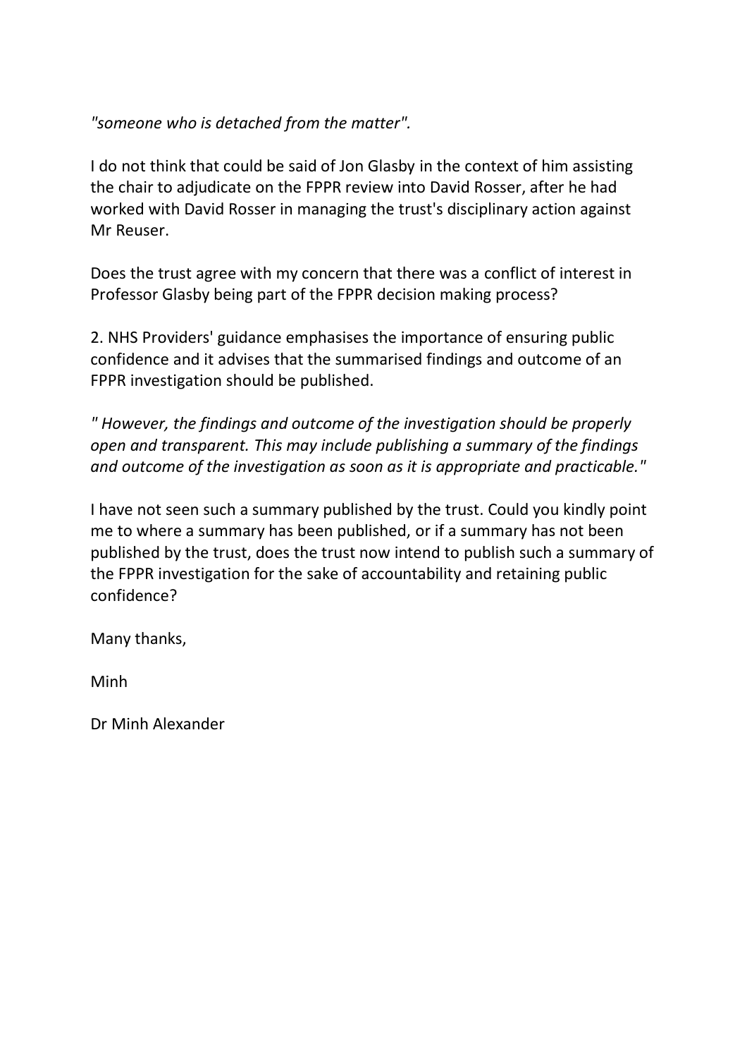*"someone who is detached from the matter".*

I do not think that could be said of Jon Glasby in the context of him assisting the chair to adjudicate on the FPPR review into David Rosser, after he had worked with David Rosser in managing the trust's disciplinary action against Mr Reuser.

Does the trust agree with my concern that there was a conflict of interest in Professor Glasby being part of the FPPR decision making process?

2. NHS Providers' guidance emphasises the importance of ensuring public confidence and it advises that the summarised findings and outcome of an FPPR investigation should be published.

*" However, the findings and outcome of the investigation should be properly open and transparent. This may include publishing a summary of the findings and outcome of the investigation as soon as it is appropriate and practicable."*

I have not seen such a summary published by the trust. Could you kindly point me to where a summary has been published, or if a summary has not been published by the trust, does the trust now intend to publish such a summary of the FPPR investigation for the sake of accountability and retaining public confidence?

Many thanks,

Minh

Dr Minh Alexander